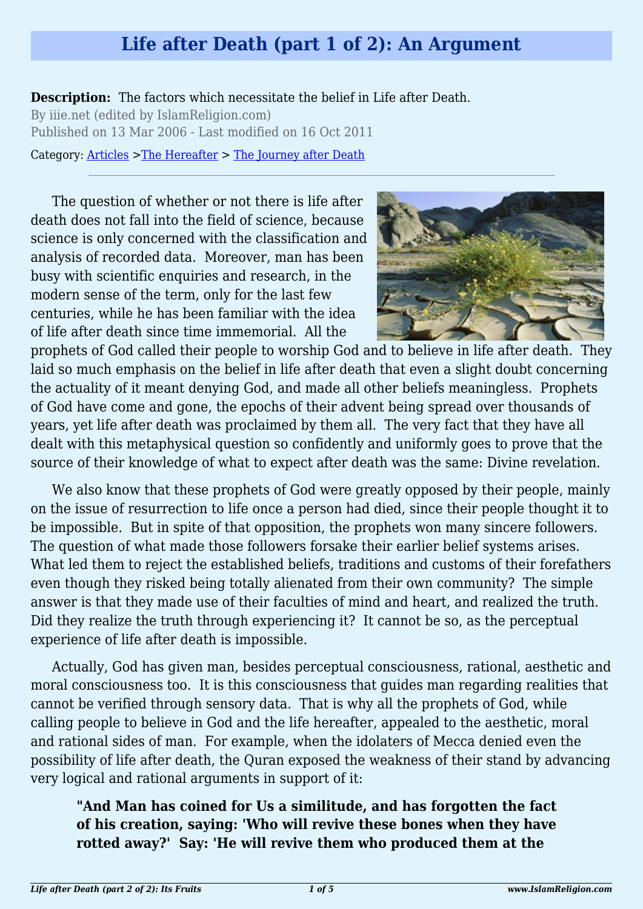# Life after Death (part 1 of 2): An Argument

**Description:** The factors which necessitate the belief in Life after Death.

By iiie.net (edited by IslamReligion.com)

Published on 13 Mar 2006 - Last modified on 16 Oct 2011

Category: Articles >The Hereafter > The Journey after Death

---

The question of whether or not there is life after death does not fall into the field of science, because science is only concerned with the classification and analysis of recorded data. Moreover, man has been busy with scientific enquiries and research, in the modern sense of the term, only for the last few centuries, while he has been familiar with the idea of life after death since time immemorial. All the prophets of God called their people to worship God and to believe in life after death. They laid so much emphasis on the belief in life after death that even a slight doubt concerning the actuality of it meant denying God, and made all other beliefs meaningless. Prophets of God have come and gone, the epochs of their advent being spread over thousands of years, yet life after death was proclaimed by them all. The very fact that they have all dealt with this metaphysical question so confidently and uniformly goes to prove that the source of their knowledge of what to expect after death was the same: Divine revelation.

We also know that these prophets of God were greatly opposed by their people, mainly on the issue of resurrection to life once a person had died, since their people thought it to be impossible. But in spite of that opposition, the prophets won many sincere followers. The question of what made those followers forsake their earlier belief systems arises. What led them to reject the established beliefs, traditions and customs of their forefathers even though they risked being totally alienated from their own community? The simple answer is that they made use of their faculties of mind and heart, and realized the truth. Did they realize the truth through experiencing it? It cannot be so, as the perceptual experience of life after death is impossible.

Actually, God has given man, besides perceptual consciousness, rational, aesthetic and moral consciousness too. It is this consciousness that guides man regarding realities that cannot be verified through sensory data. That is why all the prophets of God, while calling people to believe in God and the life hereafter, appealed to the aesthetic, moral and rational sides of man. For example, when the idolaters of Mecca denied even the possibility of life after death, the Quran exposed the weakness of their stand by advancing very logical and rational arguments in support of it:

> **"And Man has coined for Us a similitude, and has forgotten the fact of his creation, saying: 'Who will revive these bones when they have rotted away?' Say: 'He will revive them who produced them at the**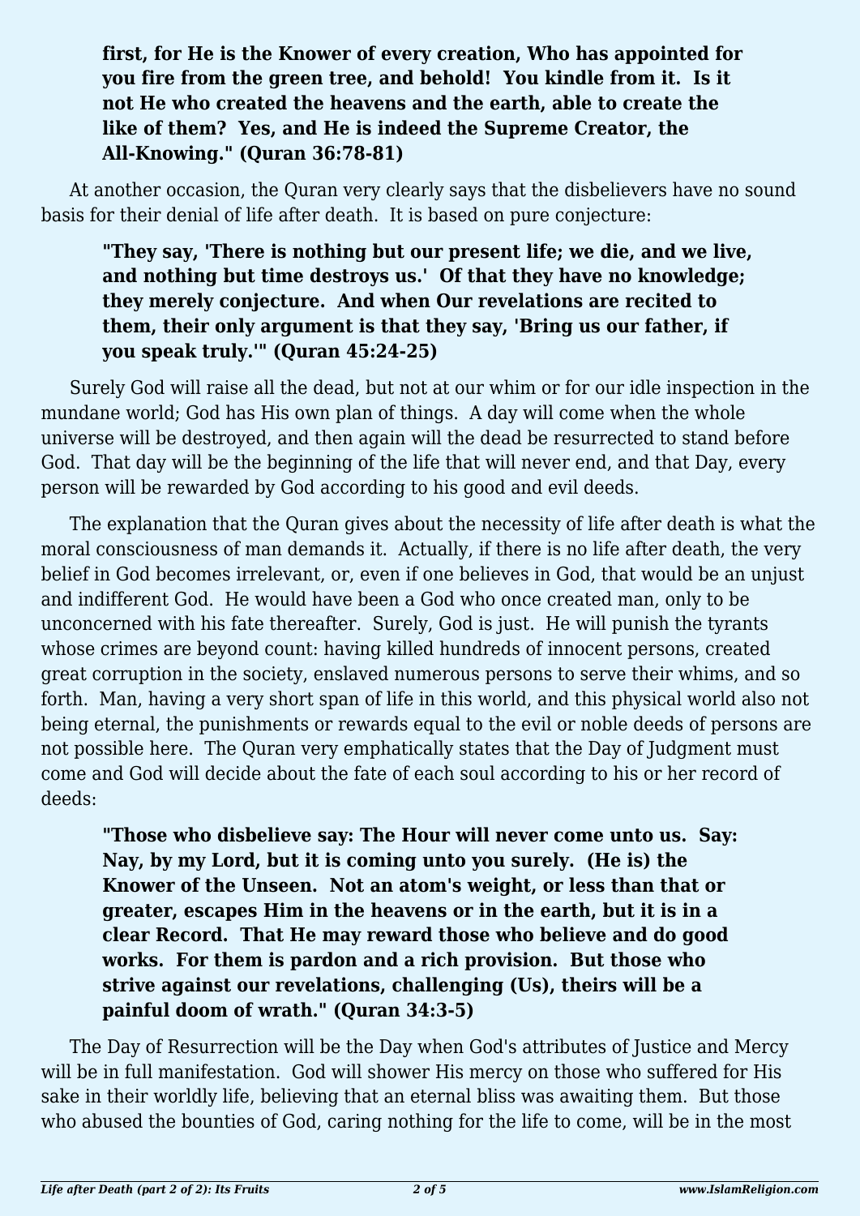**first, for He is the Knower of every creation, Who has appointed for you fire from the green tree, and behold! You kindle from it. Is it not He who created the heavens and the earth, able to create the like of them? Yes, and He is indeed the Supreme Creator, the All-Knowing." (Quran 36:78-81)**

At another occasion, the Quran very clearly says that the disbelievers have no sound basis for their denial of life after death. It is based on pure conjecture:

> **"They say, 'There is nothing but our present life; we die, and we live, and nothing but time destroys us.' Of that they have no knowledge; they merely conjecture. And when Our revelations are recited to them, their only argument is that they say, 'Bring us our father, if you speak truly.'" (Quran 45:24-25)**

Surely God will raise all the dead, but not at our whim or for our idle inspection in the mundane world; God has His own plan of things. A day will come when the whole universe will be destroyed, and then again will the dead be resurrected to stand before God. That day will be the beginning of the life that will never end, and that Day, every person will be rewarded by God according to his good and evil deeds.

The explanation that the Quran gives about the necessity of life after death is what the moral consciousness of man demands it. Actually, if there is no life after death, the very belief in God becomes irrelevant, or, even if one believes in God, that would be an unjust and indifferent God. He would have been a God who once created man, only to be unconcerned with his fate thereafter. Surely, God is just. He will punish the tyrants whose crimes are beyond count: having killed hundreds of innocent persons, created great corruption in the society, enslaved numerous persons to serve their whims, and so forth. Man, having a very short span of life in this world, and this physical world also not being eternal, the punishments or rewards equal to the evil or noble deeds of persons are not possible here. The Quran very emphatically states that the Day of Judgment must come and God will decide about the fate of each soul according to his or her record of deeds:

> **"Those who disbelieve say: The Hour will never come unto us. Say: Nay, by my Lord, but it is coming unto you surely. (He is) the Knower of the Unseen. Not an atom's weight, or less than that or greater, escapes Him in the heavens or in the earth, but it is in a clear Record. That He may reward those who believe and do good works. For them is pardon and a rich provision. But those who strive against our revelations, challenging (Us), theirs will be a painful doom of wrath." (Quran 34:3-5)**

The Day of Resurrection will be the Day when God's attributes of Justice and Mercy will be in full manifestation. God will shower His mercy on those who suffered for His sake in their worldly life, believing that an eternal bliss was awaiting them. But those who abused the bounties of God, caring nothing for the life to come, will be in the most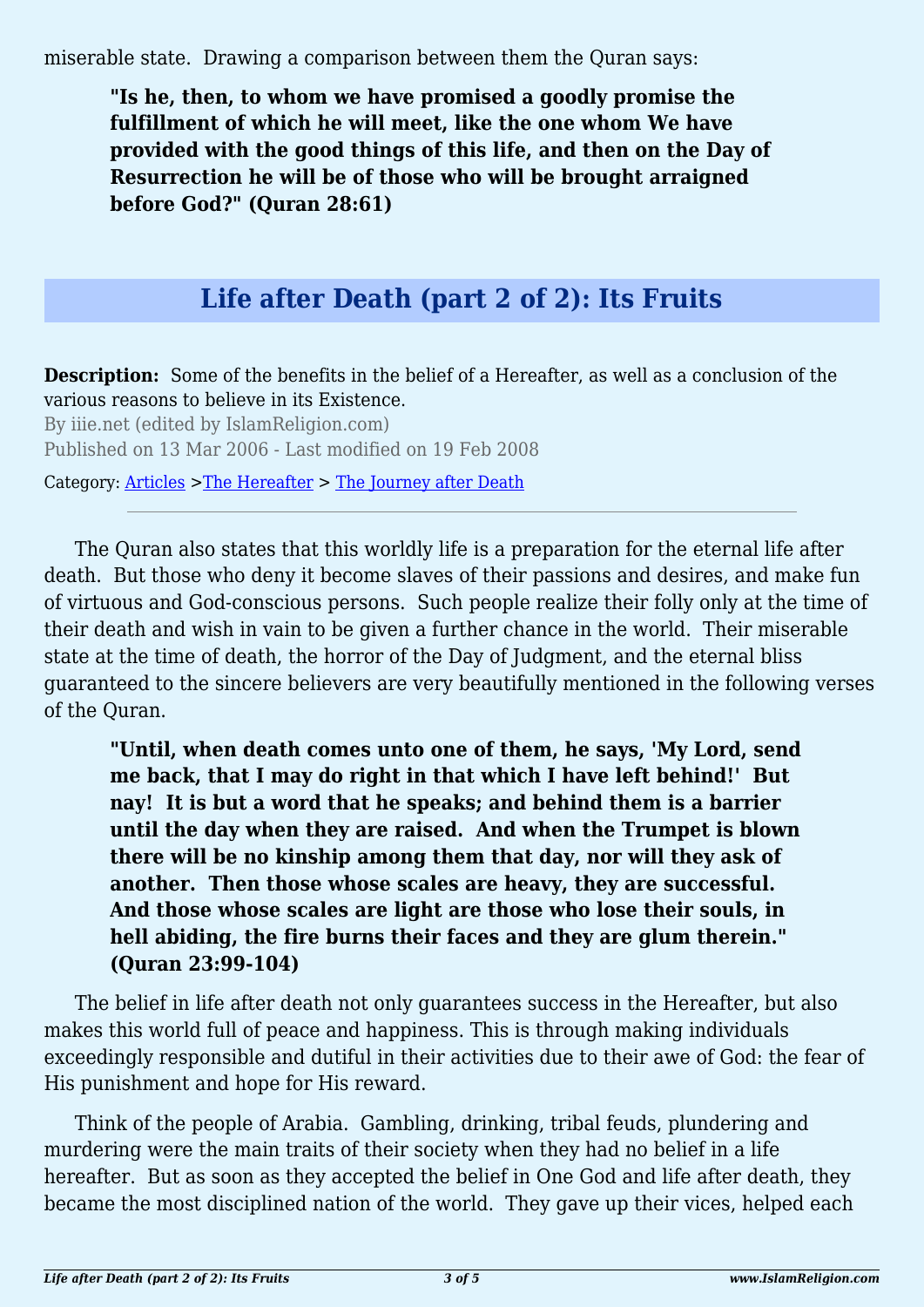miserable state. Drawing a comparison between them the Quran says:

> **"Is he, then, to whom we have promised a goodly promise the fulfillment of which he will meet, like the one whom We have provided with the good things of this life, and then on the Day of Resurrection he will be of those who will be brought arraigned before God?" (Quran 28:61)**

## Life after Death (part 2 of 2): Its Fruits

**Description:** Some of the benefits in the belief of a Hereafter, as well as a conclusion of the various reasons to believe in its Existence.

By iiie.net (edited by IslamReligion.com)

Published on 13 Mar 2006 - Last modified on 19 Feb 2008

Category: Articles >The Hereafter > The Journey after Death

---

The Quran also states that this worldly life is a preparation for the eternal life after death. But those who deny it become slaves of their passions and desires, and make fun of virtuous and God-conscious persons. Such people realize their folly only at the time of their death and wish in vain to be given a further chance in the world. Their miserable state at the time of death, the horror of the Day of Judgment, and the eternal bliss guaranteed to the sincere believers are very beautifully mentioned in the following verses of the Quran.

> **"Until, when death comes unto one of them, he says, 'My Lord, send me back, that I may do right in that which I have left behind!' But nay! It is but a word that he speaks; and behind them is a barrier until the day when they are raised. And when the Trumpet is blown there will be no kinship among them that day, nor will they ask of another. Then those whose scales are heavy, they are successful. And those whose scales are light are those who lose their souls, in hell abiding, the fire burns their faces and they are glum therein." (Quran 23:99-104)**

The belief in life after death not only guarantees success in the Hereafter, but also makes this world full of peace and happiness. This is through making individuals exceedingly responsible and dutiful in their activities due to their awe of God: the fear of His punishment and hope for His reward.

Think of the people of Arabia. Gambling, drinking, tribal feuds, plundering and murdering were the main traits of their society when they had no belief in a life hereafter. But as soon as they accepted the belief in One God and life after death, they became the most disciplined nation of the world. They gave up their vices, helped each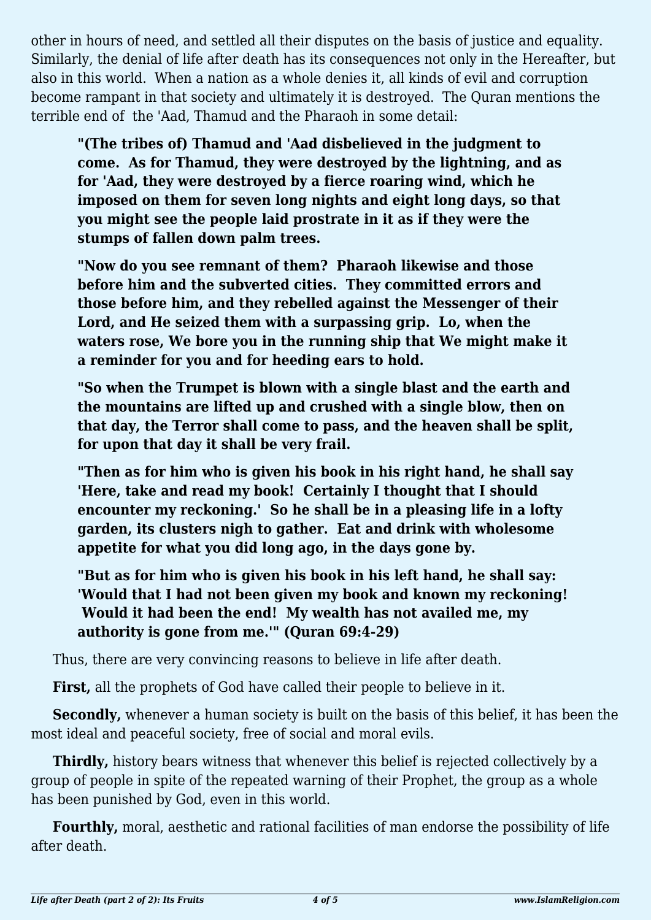other in hours of need, and settled all their disputes on the basis of justice and equality. Similarly, the denial of life after death has its consequences not only in the Hereafter, but also in this world. When a nation as a whole denies it, all kinds of evil and corruption become rampant in that society and ultimately it is destroyed. The Quran mentions the terrible end of the 'Aad, Thamud and the Pharaoh in some detail:

> **"(The tribes of) Thamud and 'Aad disbelieved in the judgment to come. As for Thamud, they were destroyed by the lightning, and as for 'Aad, they were destroyed by a fierce roaring wind, which he imposed on them for seven long nights and eight long days, so that you might see the people laid prostrate in it as if they were the stumps of fallen down palm trees.**
>
> **"Now do you see remnant of them? Pharaoh likewise and those before him and the subverted cities. They committed errors and those before him, and they rebelled against the Messenger of their Lord, and He seized them with a surpassing grip. Lo, when the waters rose, We bore you in the running ship that We might make it a reminder for you and for heeding ears to hold.**
>
> **"So when the Trumpet is blown with a single blast and the earth and the mountains are lifted up and crushed with a single blow, then on that day, the Terror shall come to pass, and the heaven shall be split, for upon that day it shall be very frail.**
>
> **"Then as for him who is given his book in his right hand, he shall say 'Here, take and read my book! Certainly I thought that I should encounter my reckoning.' So he shall be in a pleasing life in a lofty garden, its clusters nigh to gather. Eat and drink with wholesome appetite for what you did long ago, in the days gone by.**
>
> **"But as for him who is given his book in his left hand, he shall say: 'Would that I had not been given my book and known my reckoning! Would it had been the end! My wealth has not availed me, my authority is gone from me.'" (Quran 69:4-29)**

Thus, there are very convincing reasons to believe in life after death.

**First,** all the prophets of God have called their people to believe in it.

**Secondly,** whenever a human society is built on the basis of this belief, it has been the most ideal and peaceful society, free of social and moral evils.

**Thirdly,** history bears witness that whenever this belief is rejected collectively by a group of people in spite of the repeated warning of their Prophet, the group as a whole has been punished by God, even in this world.

**Fourthly,** moral, aesthetic and rational facilities of man endorse the possibility of life after death.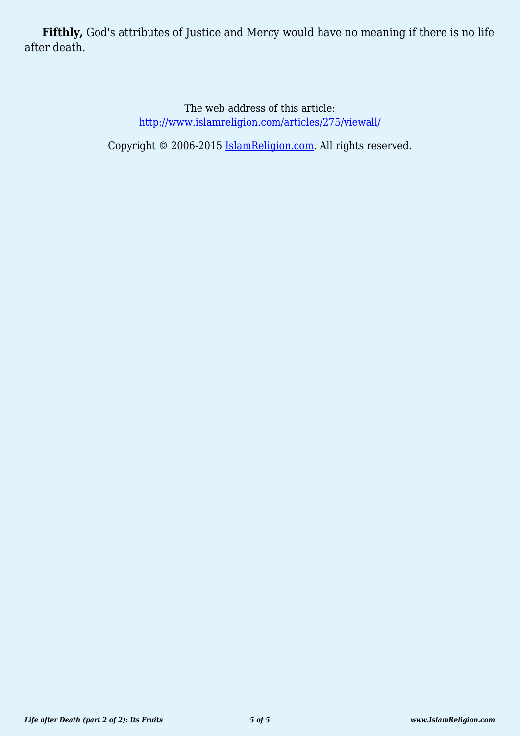**Fifthly,** God's attributes of Justice and Mercy would have no meaning if there is no life after death.

The web address of this article:
[http://www.islamreligion.com/articles/275/viewall/](http://www.islamreligion.com/articles/275/viewall/)

Copyright © 2006-2015 [IslamReligion.com](http://www.islamreligion.com). All rights reserved.